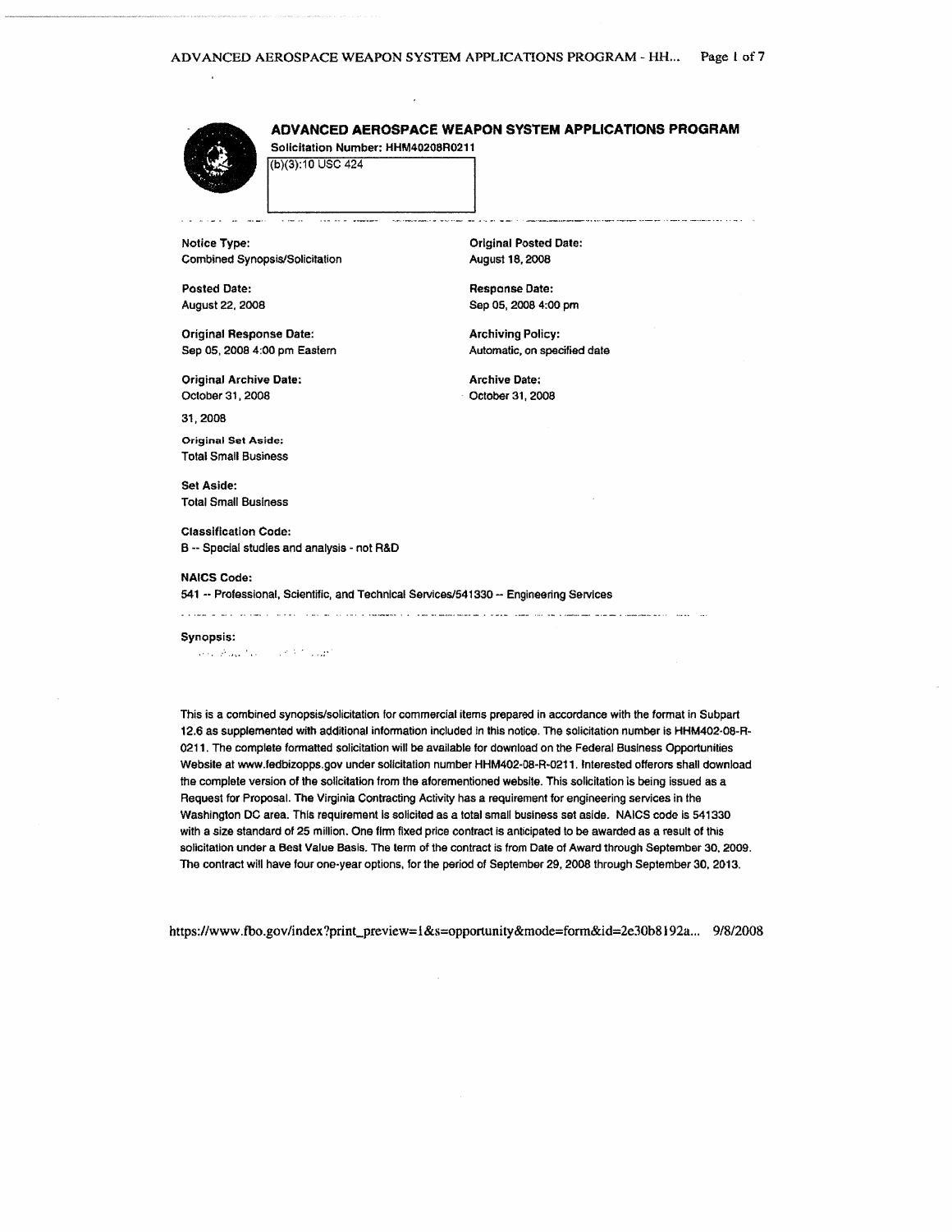# ADVANCED AEROSPACE WEAPON SYSTEM APPLICATIONS PROGRAM

Solicitation Number: HHM40208R0211

(b)(3):10 USC 424

**Notice Type:**
Combined Synopsis/Solicitation

**Original Posted Date:**
August 18, 2008

**Posted Date:**
August 22, 2008

**Response Date:**
Sep 05, 2008 4:00 pm

**Original Response Date:**
Sep 05, 2008 4:00 pm Eastern

**Archiving Policy:**
Automatic, on specified date

**Original Archive Date:**
October 31, 2008

**Archive Date:**
October 31, 2008

31, 2008

**Original Set Aside:**
Total Small Business

**Set Aside:**
Total Small Business

**Classification Code:**
B -- Special studies and analysis - not R&D

**NAICS Code:**
541 -- Professional, Scientific, and Technical Services/541330 -- Engineering Services

**Synopsis:**

This is a combined synopsis/solicitation for commercial items prepared in accordance with the format in Subpart 12.6 as supplemented with additional information included in this notice. The solicitation number is HHM402-08-R-0211. The complete formatted solicitation will be available for download on the Federal Business Opportunities Website at www.fedbizopps.gov under solicitation number HHM402-08-R-0211. Interested offerors shall download the complete version of the solicitation from the aforementioned website. This solicitation is being issued as a Request for Proposal. The Virginia Contracting Activity has a requirement for engineering services in the Washington DC area. This requirement is solicited as a total small business set aside. NAICS code is 541330 with a size standard of 25 million. One firm fixed price contract is anticipated to be awarded as a result of this solicitation under a Best Value Basis. The term of the contract is from Date of Award through September 30, 2009. The contract will have four one-year options, for the period of September 29, 2008 through September 30, 2013.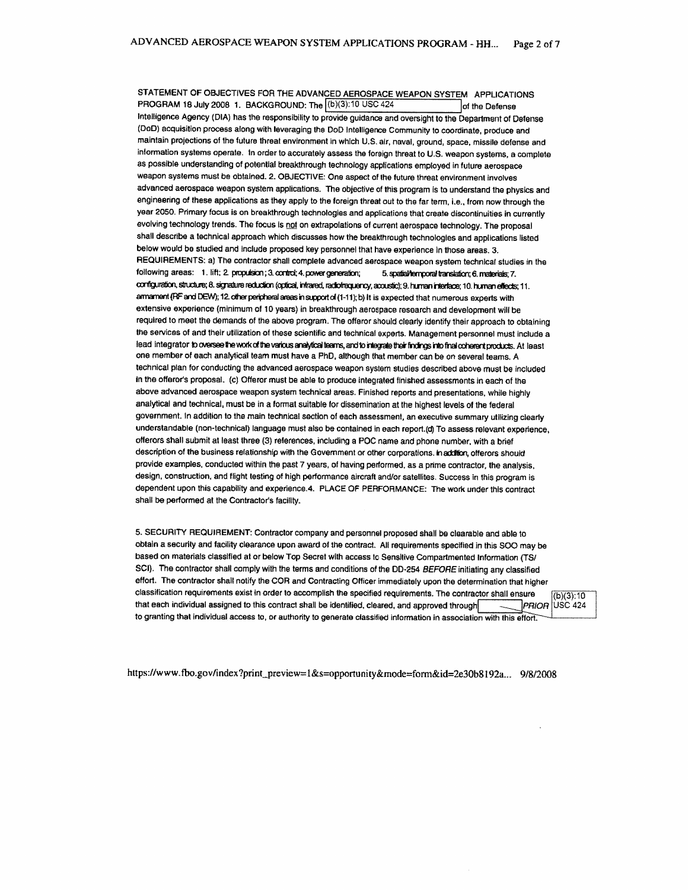STATEMENT OF OBJECTIVES FOR THE ADVANCED AEROSPACE WEAPON SYSTEM APPLICATIONS PROGRAM 18 July 2008 1. BACKGROUND: The (b)(3):10 USC 424 of the Defense Intelligence Agency (DIA) has the responsibility to provide guidance and oversight to the Department of Defense (DoD) acquisition process along with leveraging the DoD Intelligence Community to coordinate, produce and maintain projections of the future threat environment in which U.S. air, naval, ground, space, missile defense and information systems operate. In order to accurately assess the foreign threat to U.S. weapon systems, a complete as possible understanding of potential breakthrough technology applications employed in future aerospace weapon systems must be obtained. 2. OBJECTIVE: One aspect of the future threat environment involves advanced aerospace weapon system applications. The objective of this program is to understand the physics and engineering of these applications as they apply to the foreign threat out to the far term, i.e., from now through the year 2050. Primary focus is on breakthrough technologies and applications that create discontinuities in currently evolving technology trends. The focus is not on extrapolations of current aerospace technology. The proposal shall describe a technical approach which discusses how the breakthrough technologies and applications listed below would be studied and include proposed key personnel that have experience in those areas. 3. REQUIREMENTS: a) The contractor shall complete advanced aerospace weapon system technical studies in the following areas: 1. lift; 2. propulsion; 3. control; 4. power generation; 5. spatial/temporal translation; 6. materials; 7. configuration, structure; 8. signature reduction (optical, infrared, radiofrequency, acoustic); 9. human interface; 10. human effects; 11. armament (RF and DEW); 12. other peripheral areas in support of (1-11); b) It is expected that numerous experts with extensive experience (minimum of 10 years) in breakthrough aerospace research and development will be required to meet the demands of the above program. The offeror should clearly identify their approach to obtaining the services of and their utilization of these scientific and technical experts. Management personnel must include a lead integrator to oversee the work of the various analytical teams, and to integrate their findings into final coherent products. At least one member of each analytical team must have a PhD, although that member can be on several teams. A technical plan for conducting the advanced aerospace weapon system studies described above must be included in the offeror's proposal. (c) Offeror must be able to produce integrated finished assessments in each of the above advanced aerospace weapon system technical areas. Finished reports and presentations, while highly analytical and technical, must be in a format suitable for dissemination at the highest levels of the federal government. In addition to the main technical section of each assessment, an executive summary utilizing clearly understandable (non-technical) language must also be contained in each report.(d) To assess relevant experience, offerors shall submit at least three (3) references, including a POC name and phone number, with a brief description of the business relationship with the Government or other corporations. In addition, offerors should provide examples, conducted within the past 7 years, of having performed, as a prime contractor, the analysis, design, construction, and flight testing of high performance aircraft and/or satellites. Success in this program is dependent upon this capability and experience.4. PLACE OF PERFORMANCE: The work under this contract shall be performed at the Contractor's facility.

5. SECURITY REQUIREMENT: Contractor company and personnel proposed shall be clearable and able to obtain a security and facility clearance upon award of the contract. All requirements specified in this SOO may be based on materials classified at or below Top Secret with access to Sensitive Compartmented Information (TS/SCI). The contractor shall comply with the terms and conditions of the DD-254 *BEFORE* initiating any classified effort. The contractor shall notify the COR and Contracting Officer immediately upon the determination that higher classification requirements exist in order to accomplish the specified requirements. The contractor shall ensure that each individual assigned to this contract shall be identified, cleared, and approved through (b)(3):10 USC 424 *PRIOR* to granting that individual access to, or authority to generate classified information in association with this effort.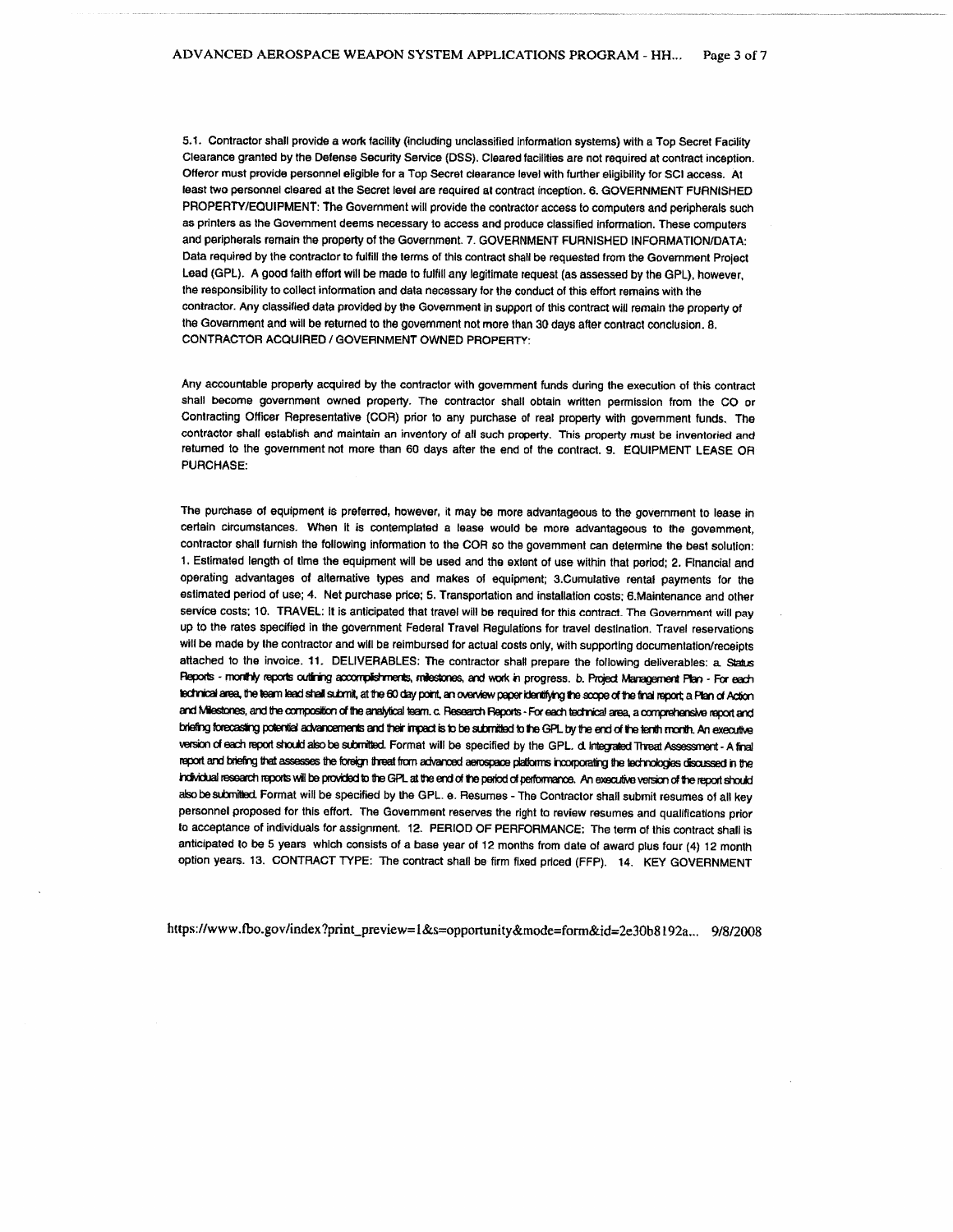5.1. Contractor shall provide a work facility (including unclassified information systems) with a Top Secret Facility Clearance granted by the Defense Security Service (DSS). Cleared facilities are not required at contract inception. Offeror must provide personnel eligible for a Top Secret clearance level with further eligibility for SCI access. At least two personnel cleared at the Secret level are required at contract inception. 6. GOVERNMENT FURNISHED PROPERTY/EQUIPMENT: The Government will provide the contractor access to computers and peripherals such as printers as the Government deems necessary to access and produce classified information. These computers and peripherals remain the property of the Government. 7. GOVERNMENT FURNISHED INFORMATION/DATA: Data required by the contractor to fulfill the terms of this contract shall be requested from the Government Project Lead (GPL). A good faith effort will be made to fulfill any legitimate request (as assessed by the GPL), however, the responsibility to collect information and data necessary for the conduct of this effort remains with the contractor. Any classified data provided by the Government in support of this contract will remain the property of the Government and will be returned to the government not more than 30 days after contract conclusion. 8. CONTRACTOR ACQUIRED / GOVERNMENT OWNED PROPERTY:

Any accountable property acquired by the contractor with government funds during the execution of this contract shall become government owned property. The contractor shall obtain written permission from the CO or Contracting Officer Representative (COR) prior to any purchase of real property with government funds. The contractor shall establish and maintain an inventory of all such property. This property must be inventoried and returned to the government not more than 60 days after the end of the contract. 9. EQUIPMENT LEASE OR PURCHASE:

The purchase of equipment is preferred, however, it may be more advantageous to the government to lease in certain circumstances. When it is contemplated a lease would be more advantageous to the government, contractor shall furnish the following information to the COR so the government can determine the best solution: 1. Estimated length of time the equipment will be used and the extent of use within that period; 2. Financial and operating advantages of alternative types and makes of equipment; 3.Cumulative rental payments for the estimated period of use; 4. Net purchase price; 5. Transportation and installation costs; 6.Maintenance and other service costs; 10. TRAVEL: It is anticipated that travel will be required for this contract. The Government will pay up to the rates specified in the government Federal Travel Regulations for travel destination. Travel reservations will be made by the contractor and will be reimbursed for actual costs only, with supporting documentation/receipts attached to the invoice. 11. DELIVERABLES: The contractor shall prepare the following deliverables: a. Status Reports - monthly reports outlining accomplishments, milestones, and work in progress. b. Project Management Plan - For each technical area, the team lead shall submit, at the 60 day point, an overview paper identifying the scope of the final report; a Plan of Action and Milestones, and the composition of the analytical team. c. Research Reports - For each technical area, a comprehensive report and briefing forecasting potential advancements and their impact is to be submitted to the GPL by the end of the tenth month. An executive version of each report should also be submitted. Format will be specified by the GPL. d. Integrated Threat Assessment - A final report and briefing that assesses the foreign threat from advanced aerospace platforms incorporating the technologies discussed in the individual research reports will be provided to the GPL at the end of the period of performance. An executive version of the report should also be submitted. Format will be specified by the GPL. e. Resumes - The Contractor shall submit resumes of all key personnel proposed for this effort. The Government reserves the right to review resumes and qualifications prior to acceptance of individuals for assignment. 12. PERIOD OF PERFORMANCE: The term of this contract shall is anticipated to be 5 years which consists of a base year of 12 months from date of award plus four (4) 12 month option years. 13. CONTRACT TYPE: The contract shall be firm fixed priced (FFP). 14. KEY GOVERNMENT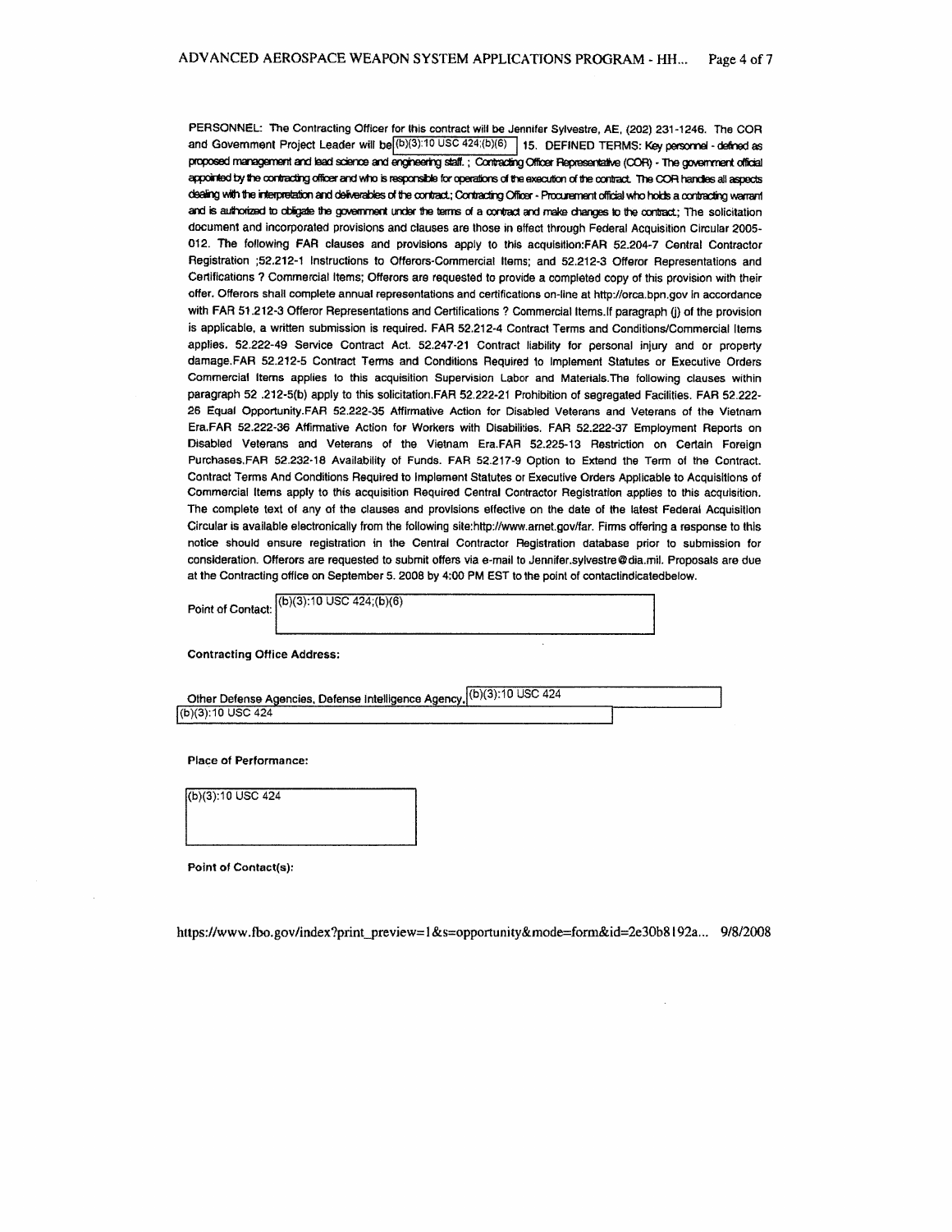PERSONNEL: The Contracting Officer for this contract will be Jennifer Sylvestre, AE, (202) 231-1246. The COR and Government Project Leader will be (b)(3):10 USC 424;(b)(6) 15. DEFINED TERMS: Key personnel - defined as proposed management and lead science and engineering staff. ; Contracting Officer Representative (COR) - The government official appointed by the contracting officer and who is responsible for operations of the execution of the contract. The COR handles all aspects dealing with the interpretation and deliverables of the contract.; Contracting Officer - Procurement official who holds a contracting warrant and is authorized to obligate the government under the terms of a contract and make changes to the contract.; The solicitation document and incorporated provisions and clauses are those in effect through Federal Acquisition Circular 2005-012. The following FAR clauses and provisions apply to this acquisition:FAR 52.204-7 Central Contractor Registration ;52.212-1 Instructions to Offerors-Commercial Items; and 52.212-3 Offeror Representations and Certifications ? Commercial Items; Offerors are requested to provide a completed copy of this provision with their offer. Offerors shall complete annual representations and certifications on-line at http://orca.bpn.gov in accordance with FAR 51.212-3 Offeror Representations and Certifications ? Commercial Items.If paragraph (j) of the provision is applicable, a written submission is required. FAR 52.212-4 Contract Terms and Conditions/Commercial Items applies. 52.222-49 Service Contract Act. 52.247-21 Contract liability for personal injury and or property damage.FAR 52.212-5 Contract Terms and Conditions Required to Implement Statutes or Executive Orders Commercial Items applies to this acquisition Supervision Labor and Materials.The following clauses within paragraph 52 .212-5(b) apply to this solicitation.FAR 52.222-21 Prohibition of segregated Facilities. FAR 52.222-26 Equal Opportunity.FAR 52.222-35 Affirmative Action for Disabled Veterans and Veterans of the Vietnam Era.FAR 52.222-36 Affirmative Action for Workers with Disabilities. FAR 52.222-37 Employment Reports on Disabled Veterans and Veterans of the Vietnam Era.FAR 52.225-13 Restriction on Certain Foreign Purchases.FAR 52.232-18 Availability of Funds. FAR 52.217-9 Option to Extend the Term of the Contract. Contract Terms And Conditions Required to Implement Statutes or Executive Orders Applicable to Acquisitions of Commercial Items apply to this acquisition Required Central Contractor Registration applies to this acquisition. The complete text of any of the clauses and provisions effective on the date of the latest Federal Acquisition Circular is available electronically from the following site:http://www.arnet.gov/far. Firms offering a response to this notice should ensure registration in the Central Contractor Registration database prior to submission for consideration. Offerors are requested to submit offers via e-mail to Jennifer.sylvestre@dia.mil. Proposals are due at the Contracting office on September 5. 2008 by 4:00 PM EST to the point of contactindicatedbelow.

Point of Contact: (b)(3):10 USC 424;(b)(6)

**Contracting Office Address:**

Other Defense Agencies, Defense Intelligence Agency, (b)(3):10 USC 424
(b)(3):10 USC 424

**Place of Performance:**

(b)(3):10 USC 424

**Point of Contact(s):**

https://www.fbo.gov/index?print_preview=1&s=opportunity&mode=form&id=2e30b8192a... 9/8/2008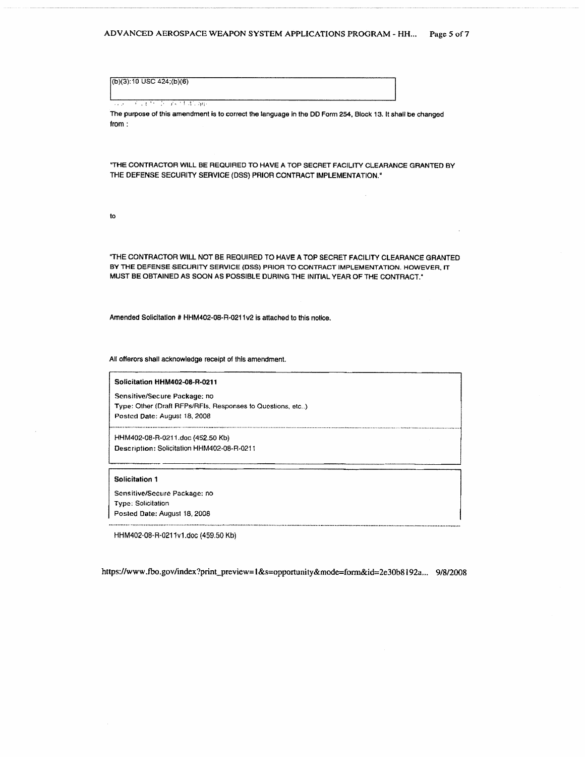(b)(3):10 USC 424;(b)(6)

The purpose of this amendment is to correct the language in the DD Form 254, Block 13. It shall be changed from :

"THE CONTRACTOR WILL BE REQUIRED TO HAVE A TOP SECRET FACILITY CLEARANCE GRANTED BY THE DEFENSE SECURITY SERVICE (DSS) PRIOR CONTRACT IMPLEMENTATION."

to

"THE CONTRACTOR WILL NOT BE REQUIRED TO HAVE A TOP SECRET FACILITY CLEARANCE GRANTED BY THE DEFENSE SECURITY SERVICE (DSS) PRIOR TO CONTRACT IMPLEMENTATION. HOWEVER, IT MUST BE OBTAINED AS SOON AS POSSIBLE DURING THE INITIAL YEAR OF THE CONTRACT."

Amended Solicitation # HHM402-08-R-0211v2 is attached to this notice.

All offerors shall acknowledge receipt of this amendment.

**Solicitation HHM402-08-R-0211**

Sensitive/Secure Package: no
Type: Other (Draft RFPs/RFIs, Responses to Questions, etc..)
Posted Date: August 18, 2008

HHM402-08-R-0211.doc (452.50 Kb)
Description: Solicitation HHM402-08-R-0211

**Solicitation 1**

Sensitive/Secure Package: no
Type: Solicitation
Posted Date: August 18, 2008

HHM402-08-R-0211v1.doc (459.50 Kb)

https://www.fbo.gov/index?print_preview=1&s=opportunity&mode=form&id=2e30b8192a... 9/8/2008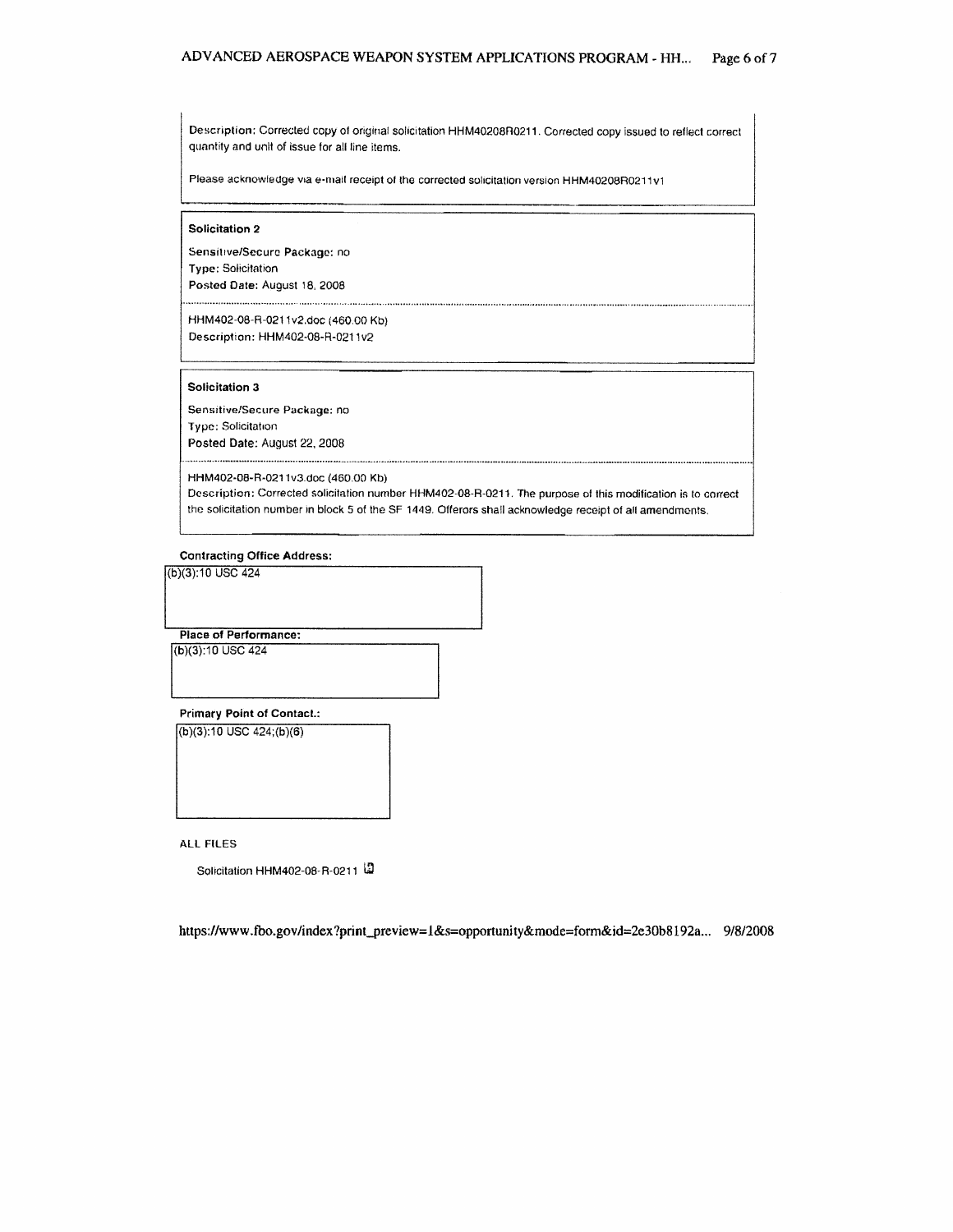Description: Corrected copy of original solicitation HHM40208R0211. Corrected copy issued to reflect correct quantity and unit of issue for all line items.

Please acknowledge via e-mail receipt of the corrected solicitation version HHM40208R0211v1

**Solicitation 2**

**Sensitive/Secure Package:** no
**Type:** Solicitation
**Posted Date:** August 18, 2008

HHM402-08-R-0211v2.doc (460.00 Kb)
**Description:** HHM402-08-R-0211v2

**Solicitation 3**

**Sensitive/Secure Package:** no
**Type:** Solicitation
**Posted Date:** August 22, 2008

HHM402-08-R-0211v3.doc (460.00 Kb)
**Description:** Corrected solicitation number HHM402-08-R-0211. The purpose of this modification is to correct the solicitation number in block 5 of the SF 1449. Offerors shall acknowledge receipt of all amendments.

**Contracting Office Address:**

(b)(3):10 USC 424

**Place of Performance:**

(b)(3):10 USC 424

**Primary Point of Contact.:**

(b)(3):10 USC 424;(b)(6)

ALL FILES

Solicitation HHM402-08-R-0211

https://www.fbo.gov/index?print_preview=1&s=opportunity&mode=form&id=2e30b8192a... 9/8/2008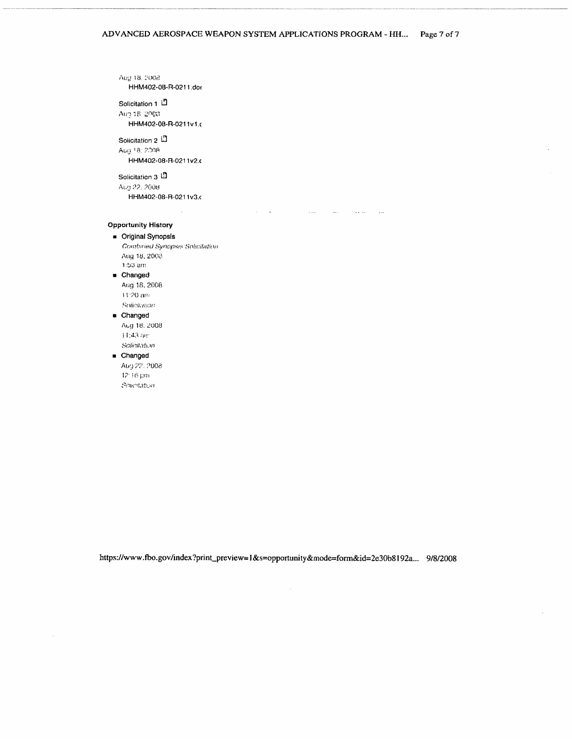Aug 18, 2008
HHM402-08-R-0211.doc

Solicitation 1
Aug 18, 2008
HHM402-08-R-0211v1.c

Solicitation 2
Aug 18, 2008
HHM402-08-R-0211v2.c

Solicitation 3
Aug 22, 2008
HHM402-08-R-0211v3.c

**Opportunity History**

- **Original Synopsis**
  *Combined Synopsis Solicitation*
  Aug 18, 2008
  1:53 am
- **Changed**
  Aug 18, 2008
  11:20 am
  *Solicitation*
- **Changed**
  Aug 18, 2008
  11:43 am
  *Solicitation*
- **Changed**
  Aug 22, 2008
  12:16 pm
  *Solicitation*